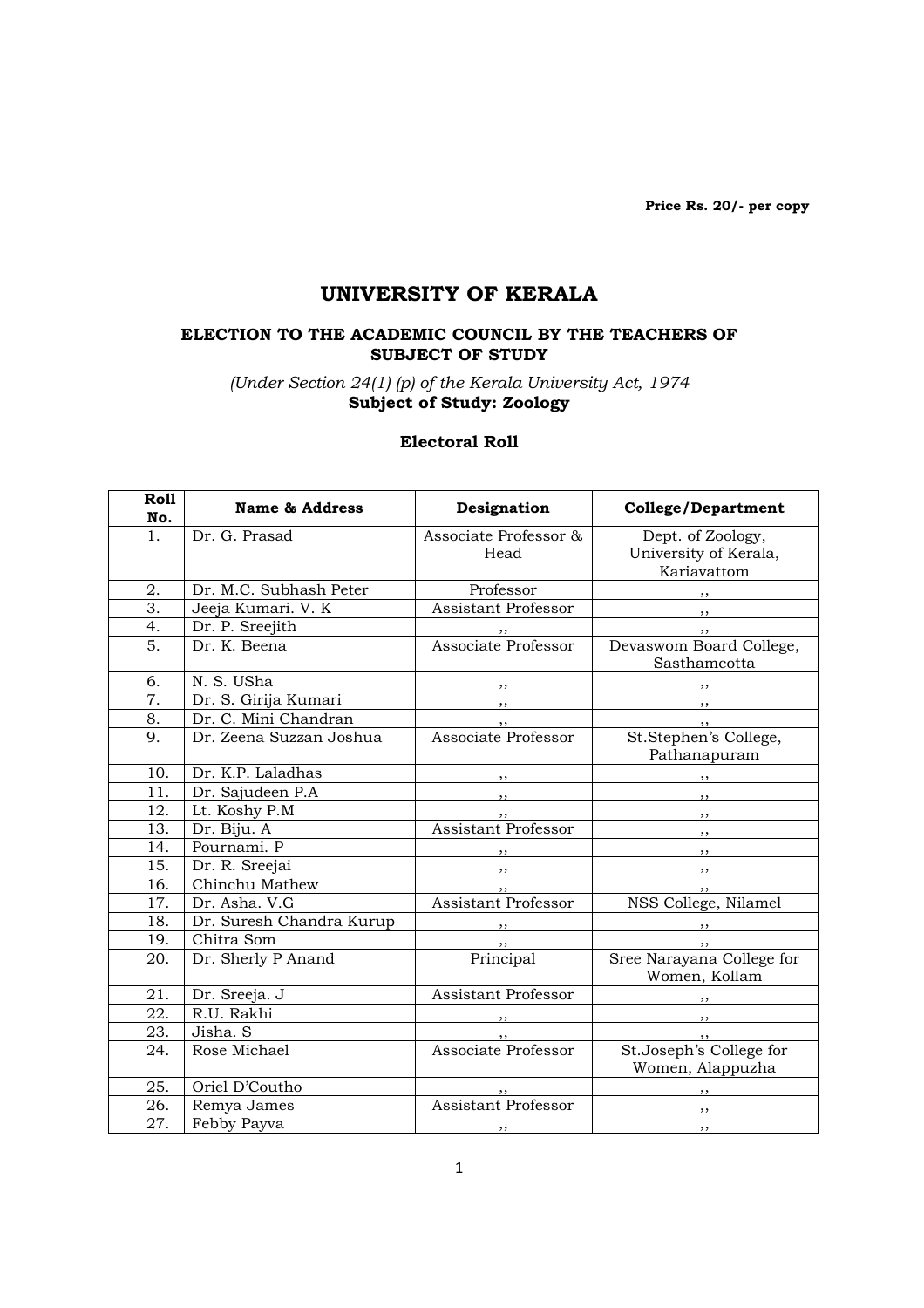**Price Rs. 20/- per copy**

# UNIVERSITY OF KERALA

### ELECTION TO THE ACADEMIC COUNCIL BY THE TEACHERS OF SUBJECT OF STUDY

*(Under Section 24(1) (p) of the Kerala University Act, 1974*

**Subject of Study: Zoology**

**Electoral Roll**

| Roll No. | Name & Address | Designation | College/Department |
|---|---|---|---|
| 1. | Dr. G. Prasad | Associate Professor & Head | Dept. of Zoology, University of Kerala, Kariavattom |
| 2. | Dr. M.C. Subhash Peter | Professor | ,, |
| 3. | Jeeja Kumari. V. K | Assistant Professor | ,, |
| 4. | Dr. P. Sreejith | ,, | ,, |
| 5. | Dr. K. Beena | Associate Professor | Devaswom Board College, Sasthamcotta |
| 6. | N. S. USha | ,, | ,, |
| 7. | Dr. S. Girija Kumari | ,, | ,, |
| 8. | Dr. C. Mini Chandran | ,, | ,, |
| 9. | Dr. Zeena Suzzan Joshua | Associate Professor | St.Stephen's College, Pathanapuram |
| 10. | Dr. K.P. Laladhas | ,, | ,, |
| 11. | Dr. Sajudeen P.A | ,, | ,, |
| 12. | Lt. Koshy P.M | ,, | ,, |
| 13. | Dr. Biju. A | Assistant Professor | ,, |
| 14. | Pournami. P | ,, | ,, |
| 15. | Dr. R. Sreejai | ,, | ,, |
| 16. | Chinchu Mathew | ,, | ,, |
| 17. | Dr. Asha. V.G | Assistant Professor | NSS College, Nilamel |
| 18. | Dr. Suresh Chandra Kurup | ,, | ,, |
| 19. | Chitra Som | ,, | ,, |
| 20. | Dr. Sherly P Anand | Principal | Sree Narayana College for Women, Kollam |
| 21. | Dr. Sreeja. J | Assistant Professor | ,, |
| 22. | R.U. Rakhi | ,, | ,, |
| 23. | Jisha. S | ,, | ,, |
| 24. | Rose Michael | Associate Professor | St.Joseph's College for Women, Alappuzha |
| 25. | Oriel D'Coutho | ,, | ,, |
| 26. | Remya James | Assistant Professor | ,, |
| 27. | Febby Payva | ,, | ,, |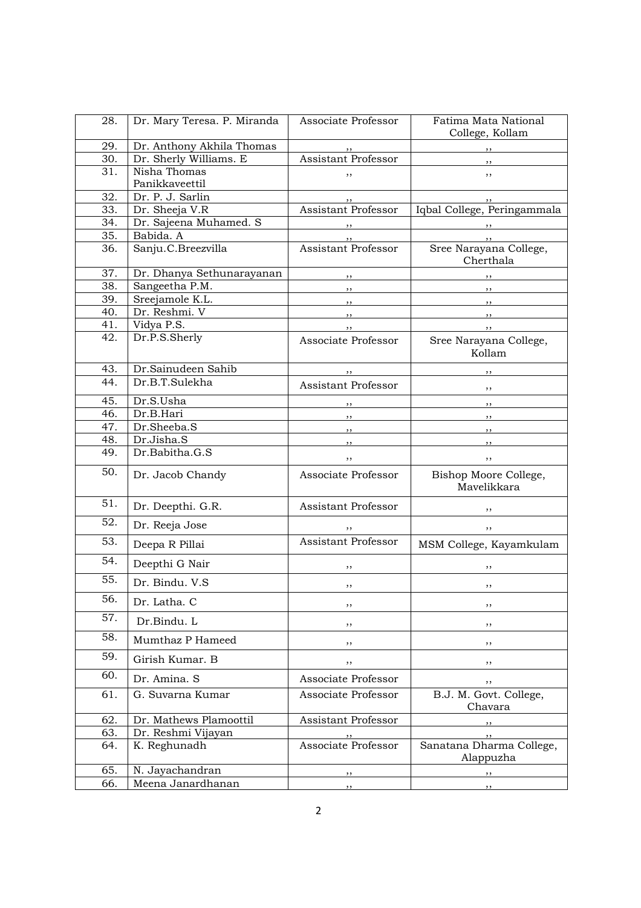| 28. | Dr. Mary Teresa. P. Miranda | Associate Professor | Fatima Mata National College, Kollam |
|---|---|---|---|
| 29. | Dr. Anthony Akhila Thomas | ,, | ,, |
| 30. | Dr. Sherly Williams. E | Assistant Professor | ,, |
| 31. | Nisha Thomas Panikkaveettil | ,, | ,, |
| 32. | Dr. P. J. Sarlin | ,, | ,, |
| 33. | Dr. Sheeja V.R | Assistant Professor | Iqbal College, Peringammala |
| 34. | Dr. Sajeena Muhamed. S | ,, | ,, |
| 35. | Babida. A | ,, | ,, |
| 36. | Sanju.C.Breezvilla | Assistant Professor | Sree Narayana College, Cherthala |
| 37. | Dr. Dhanya Sethunarayanan | ,, | ,, |
| 38. | Sangeetha P.M. | ,, | ,, |
| 39. | Sreejamole K.L. | ,, | ,, |
| 40. | Dr. Reshmi. V | ,, | ,, |
| 41. | Vidya P.S. | ,, | ,, |
| 42. | Dr.P.S.Sherly | Associate Professor | Sree Narayana College, Kollam |
| 43. | Dr.Sainudeen Sahib | ,, | ,, |
| 44. | Dr.B.T.Sulekha | Assistant Professor | ,, |
| 45. | Dr.S.Usha | ,, | ,, |
| 46. | Dr.B.Hari | ,, | ,, |
| 47. | Dr.Sheeba.S | ,, | ,, |
| 48. | Dr.Jisha.S | ,, | ,, |
| 49. | Dr.Babitha.G.S | ,, | ,, |
| 50. | Dr. Jacob Chandy | Associate Professor | Bishop Moore College, Mavelikkara |
| 51. | Dr. Deepthi. G.R. | Assistant Professor | ,, |
| 52. | Dr. Reeja Jose | ,, | ,, |
| 53. | Deepa R Pillai | Assistant Professor | MSM College, Kayamkulam |
| 54. | Deepthi G Nair | ,, | ,, |
| 55. | Dr. Bindu. V.S | ,, | ,, |
| 56. | Dr. Latha. C | ,, | ,, |
| 57. | Dr.Bindu. L | ,, | ,, |
| 58. | Mumthaz P Hameed | ,, | ,, |
| 59. | Girish Kumar. B | ,, | ,, |
| 60. | Dr. Amina. S | Associate Professor | ,, |
| 61. | G. Suvarna Kumar | Associate Professor | B.J. M. Govt. College, Chavara |
| 62. | Dr. Mathews Plamoottil | Assistant Professor | ,, |
| 63. | Dr. Reshmi Vijayan | ,, | ,, |
| 64. | K. Reghunadh | Associate Professor | Sanatana Dharma College, Alappuzha |
| 65. | N. Jayachandran | ,, | ,, |
| 66. | Meena Janardhanan | ,, | ,, |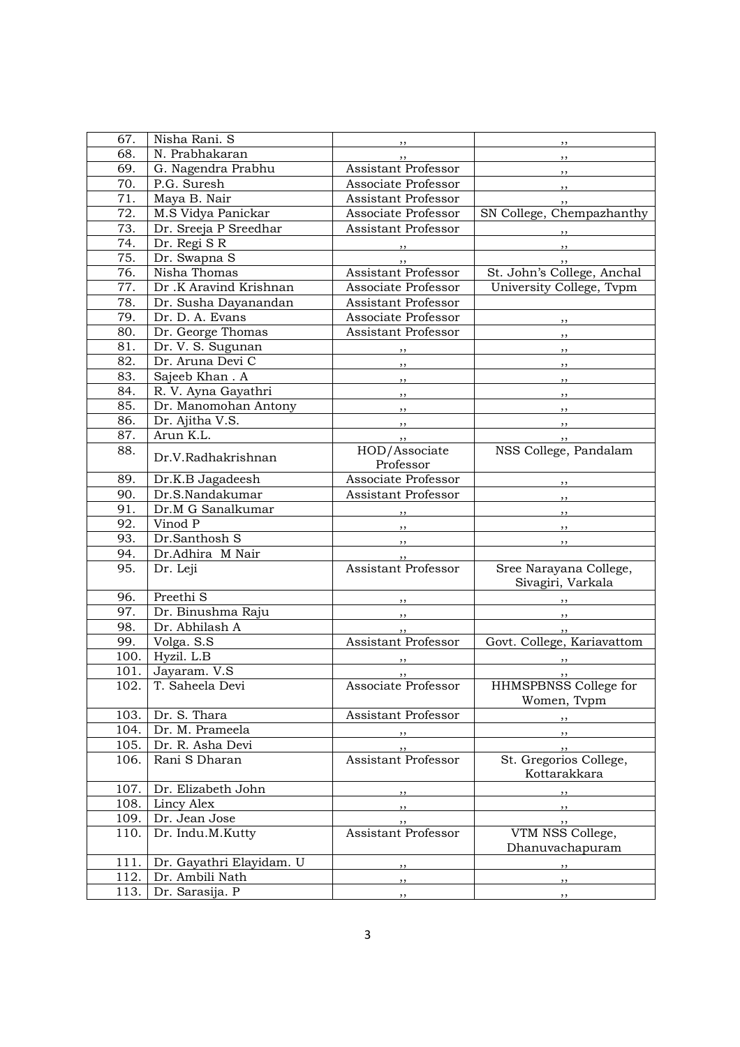| | | | |
|---|---|---|---|
| 67. | Nisha Rani. S | ,, | ,, |
| 68. | N. Prabhakaran | ,, | ,, |
| 69. | G. Nagendra Prabhu | Assistant Professor | ,, |
| 70. | P.G. Suresh | Associate Professor | ,, |
| 71. | Maya B. Nair | Assistant Professor | ,, |
| 72. | M.S Vidya Panickar | Associate Professor | SN College, Chempazhanthy |
| 73. | Dr. Sreeja P Sreedhar | Assistant Professor | ,, |
| 74. | Dr. Regi S R | ,, | ,, |
| 75. | Dr. Swapna S | ,, | ,, |
| 76. | Nisha Thomas | Assistant Professor | St. John's College, Anchal |
| 77. | Dr .K Aravind Krishnan | Associate Professor | University College, Tvpm |
| 78. | Dr. Susha Dayanandan | Assistant Professor | |
| 79. | Dr. D. A. Evans | Associate Professor | ,, |
| 80. | Dr. George Thomas | Assistant Professor | ,, |
| 81. | Dr. V. S. Sugunan | ,, | ,, |
| 82. | Dr. Aruna Devi C | ,, | ,, |
| 83. | Sajeeb Khan . A | ,, | ,, |
| 84. | R. V. Ayna Gayathri | ,, | ,, |
| 85. | Dr. Manomohan Antony | ,, | ,, |
| 86. | Dr. Ajitha V.S. | ,, | ,, |
| 87. | Arun K.L. | ,, | ,, |
| 88. | Dr.V.Radhakrishnan | HOD/Associate Professor | NSS College, Pandalam |
| 89. | Dr.K.B Jagadeesh | Associate Professor | ,, |
| 90. | Dr.S.Nandakumar | Assistant Professor | ,, |
| 91. | Dr.M G Sanalkumar | ,, | ,, |
| 92. | Vinod P | ,, | ,, |
| 93. | Dr.Santhosh S | ,, | ,, |
| 94. | Dr.Adhira M Nair | ,, | |
| 95. | Dr. Leji | Assistant Professor | Sree Narayana College, Sivagiri, Varkala |
| 96. | Preethi S | ,, | ,, |
| 97. | Dr. Binushma Raju | ,, | ,, |
| 98. | Dr. Abhilash A | ,, | ,, |
| 99. | Volga. S.S | Assistant Professor | Govt. College, Kariavattom |
| 100. | Hyzil. L.B | ,, | ,, |
| 101. | Jayaram. V.S | ,, | ,, |
| 102. | T. Saheela Devi | Associate Professor | HHMSPBNSS College for Women, Tvpm |
| 103. | Dr. S. Thara | Assistant Professor | ,, |
| 104. | Dr. M. Prameela | ,, | ,, |
| 105. | Dr. R. Asha Devi | ,, | ,, |
| 106. | Rani S Dharan | Assistant Professor | St. Gregorios College, Kottarakkara |
| 107. | Dr. Elizabeth John | ,, | ,, |
| 108. | Lincy Alex | ,, | ,, |
| 109. | Dr. Jean Jose | ,, | ,, |
| 110. | Dr. Indu.M.Kutty | Assistant Professor | VTM NSS College, Dhanuvachapuram |
| 111. | Dr. Gayathri Elayidam. U | ,, | ,, |
| 112. | Dr. Ambili Nath | ,, | ,, |
| 113. | Dr. Sarasija. P | ,, | ,, |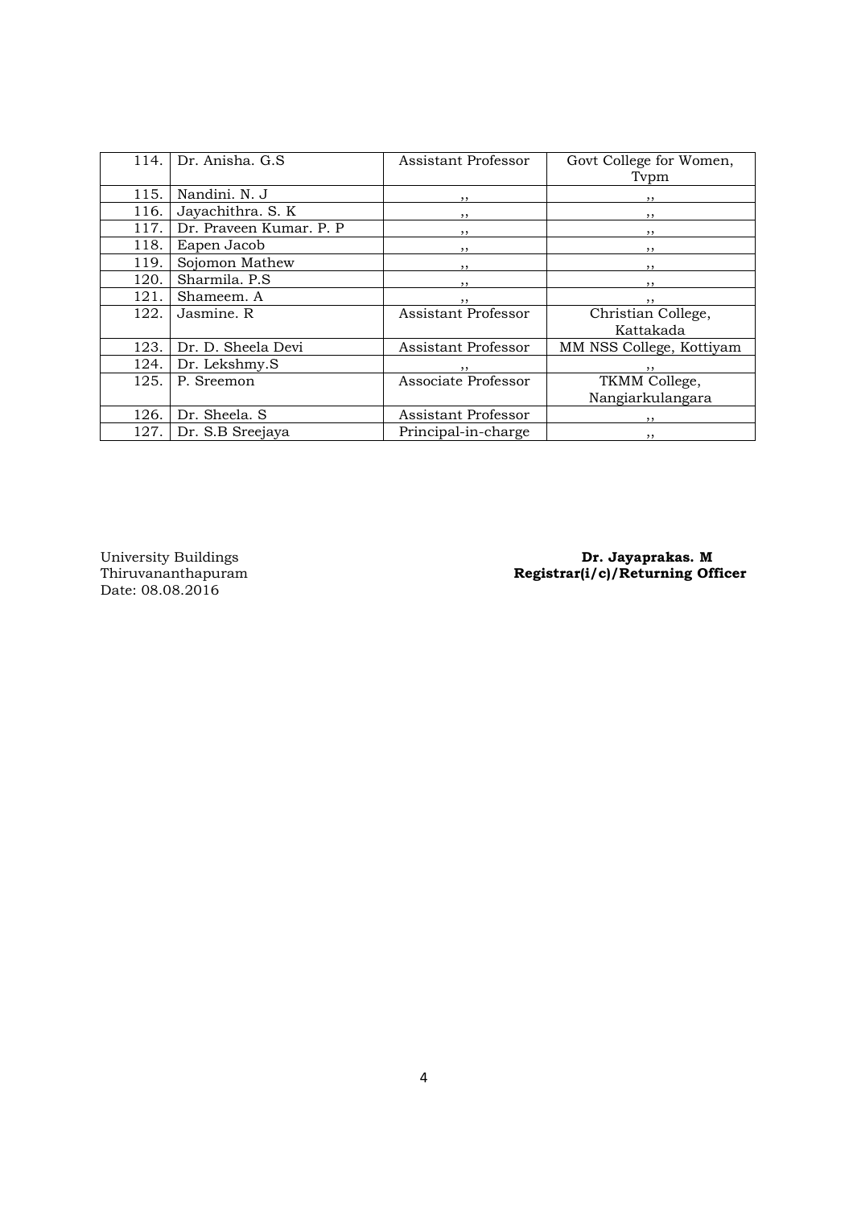| | | | |
|---|---|---|---|
| 114. | Dr. Anisha. G.S | Assistant Professor | Govt College for Women, Tvpm |
| 115. | Nandini. N. J | ,, | ,, |
| 116. | Jayachithra. S. K | ,, | ,, |
| 117. | Dr. Praveen Kumar. P. P | ,, | ,, |
| 118. | Eapen Jacob | ,, | ,, |
| 119. | Sojomon Mathew | ,, | ,, |
| 120. | Sharmila. P.S | ,, | ,, |
| 121. | Shameem. A | ,, | ,, |
| 122. | Jasmine. R | Assistant Professor | Christian College, Kattakada |
| 123. | Dr. D. Sheela Devi | Assistant Professor | MM NSS College, Kottiyam |
| 124. | Dr. Lekshmy.S | ,, | ,, |
| 125. | P. Sreemon | Associate Professor | TKMM College, Nangiarkulangara |
| 126. | Dr. Sheela. S | Assistant Professor | ,, |
| 127. | Dr. S.B Sreejaya | Principal-in-charge | ,, |

University Buildings
Thiruvananthapuram
Date: 08.08.2016

**Dr. Jayaprakas. M**
**Registrar(i/c)/Returning Officer**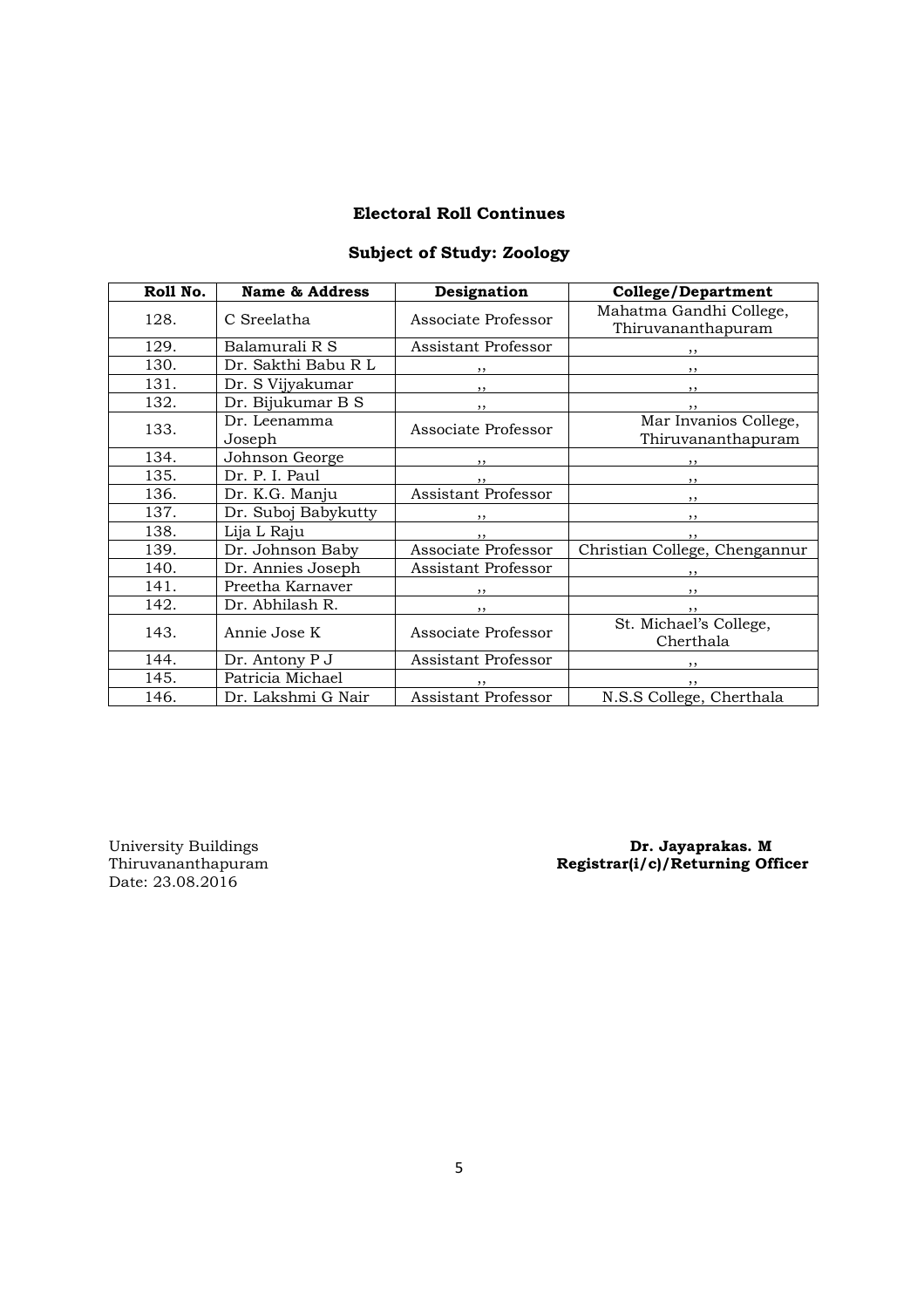**Electoral Roll Continues**

**Subject of Study: Zoology**

| Roll No. | Name & Address | Designation | College/Department |
|---|---|---|---|
| 128. | C Sreelatha | Associate Professor | Mahatma Gandhi College, Thiruvananthapuram |
| 129. | Balamurali R S | Assistant Professor | ,, |
| 130. | Dr. Sakthi Babu R L | ,, | ,, |
| 131. | Dr. S Vijyakumar | ,, | ,, |
| 132. | Dr. Bijukumar B S | ,, | ,, |
| 133. | Dr. Leenamma Joseph | Associate Professor | Mar Invanios College, Thiruvananthapuram |
| 134. | Johnson George | ,, | ,, |
| 135. | Dr. P. I. Paul | ,, | ,, |
| 136. | Dr. K.G. Manju | Assistant Professor | ,, |
| 137. | Dr. Suboj Babykutty | ,, | ,, |
| 138. | Lija L Raju | ,, | ,, |
| 139. | Dr. Johnson Baby | Associate Professor | Christian College, Chengannur |
| 140. | Dr. Annies Joseph | Assistant Professor | ,, |
| 141. | Preetha Karnaver | ,, | ,, |
| 142. | Dr. Abhilash R. | ,, | ,, |
| 143. | Annie Jose K | Associate Professor | St. Michael's College, Cherthala |
| 144. | Dr. Antony P J | Assistant Professor | ,, |
| 145. | Patricia Michael | ,, | ,, |
| 146. | Dr. Lakshmi G Nair | Assistant Professor | N.S.S College, Cherthala |

University Buildings
Thiruvananthapuram
Date: 23.08.2016

**Dr. Jayaprakas. M**
**Registrar(i/c)/Returning Officer**